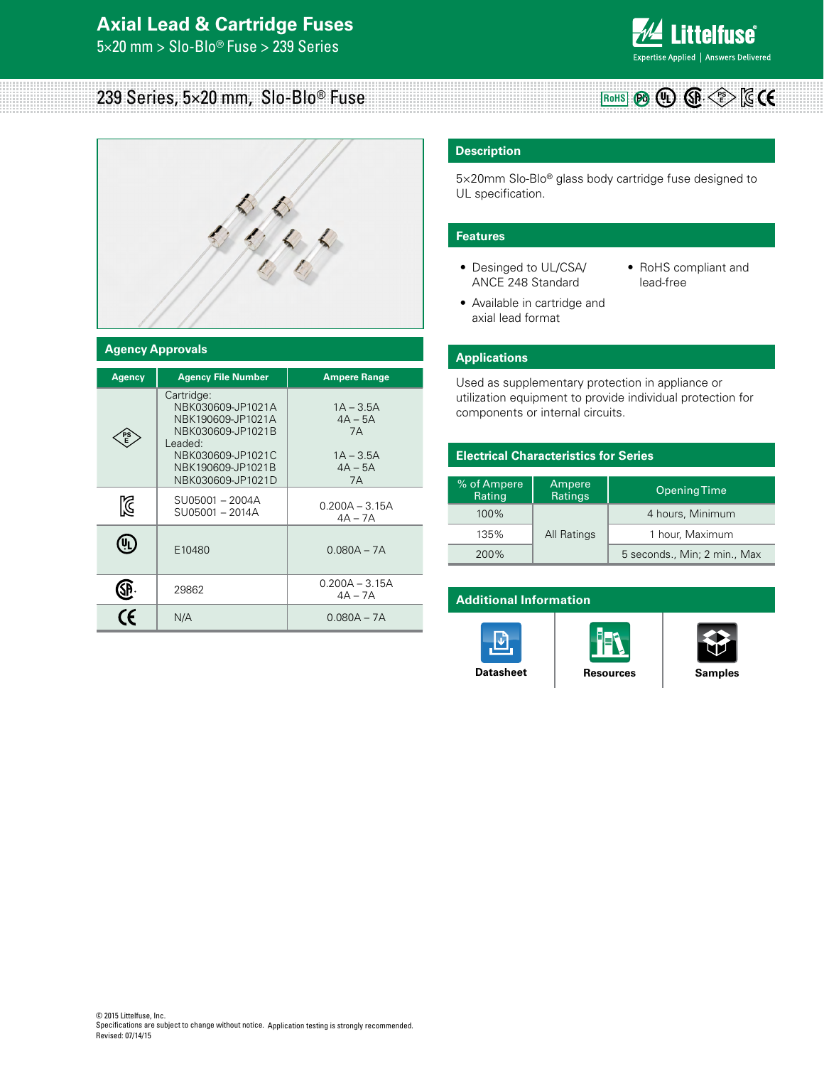# Axial Lead & Cartridge Fuses

5×20 mm > Slo-Blo® Fuse > 239 Series

## 239 Series, 5×20 mm, Slo-Blo® Fuse

## Description

5×20mm Slo-Blo® glass body cartridge fuse designed to UL specification.

## Features

- Desinged to UL/CSA/ ANCE 248 Standard
- Available in cartridge and axial lead format
- RoHS compliant and lead-free

## Applications

Used as supplementary protection in appliance or utilization equipment to provide individual protection for components or internal circuits.

## Agency Approvals

| Agency | Agency File Number | Ampere Range |
|---|---|---|
| PSE | Cartridge:<br>NBK030609-JP1021A<br>NBK190609-JP1021A<br>NBK030609-JP1021B<br>Leaded:<br>NBK030609-JP1021C<br>NBK190609-JP1021B<br>NBK030609-JP1021D | <br>1A – 3.5A<br>4A – 5A<br>7A<br><br>1A – 3.5A<br>4A – 5A<br>7A |
| KC | SU05001 – 2004A<br>SU05001 – 2014A | 0.200A – 3.15A<br>4A – 7A |
| UL | E10480 | 0.080A – 7A |
| CSA | 29862 | 0.200A – 3.15A<br>4A – 7A |
| CE | N/A | 0.080A – 7A |

## Electrical Characteristics for Series

| % of Ampere Rating | Ampere Ratings | Opening Time |
|---|---|---|
| 100% | All Ratings | 4 hours, Minimum |
| 135% | | 1 hour, Maximum |
| 200% | | 5 seconds., Min; 2 min., Max |

## Additional Information

Datasheet | Resources | Samples

© 2015 Littelfuse, Inc.
Specifications are subject to change without notice. Application testing is strongly recommended.
Revised: 07/14/15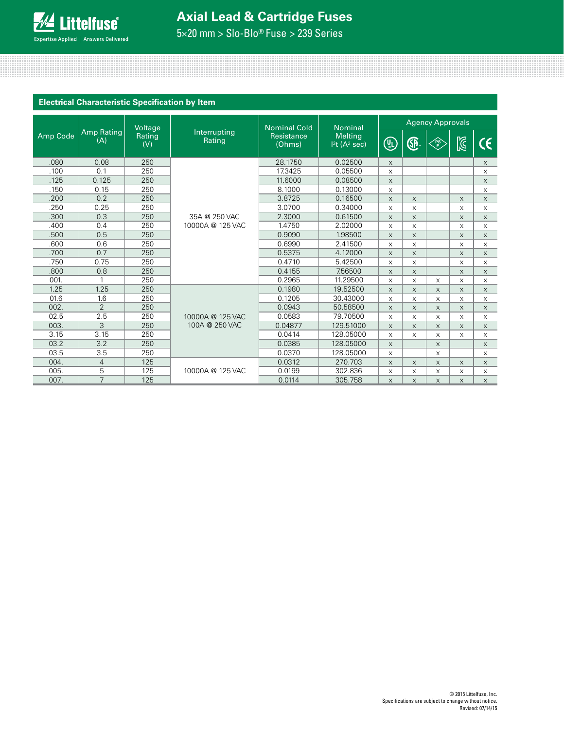## Electrical Characteristic Specification by Item

| Amp Code | Amp Rating (A) | Voltage Rating (V) | Interrupting Rating | Nominal Cold Resistance (Ohms) | Nominal Melting $I^2t$ ($A^2$ sec) | Agency Approvals | | | | |
|---|---|---|---|---|---|---|---|---|---|---|
| | | | | | | UL | CSA | PSE | KC | CE |
| .080 | 0.08 | 250 | 35A @ 250 VAC<br>10000A @ 125 VAC | 28.1750 | 0.02500 | x | | | | x |
| .100 | 0.1 | 250 | | 17.3425 | 0.05500 | x | | | | x |
| .125 | 0.125 | 250 | | 11.6000 | 0.08500 | x | | | | x |
| .150 | 0.15 | 250 | | 8.1000 | 0.13000 | x | | | | x |
| .200 | 0.2 | 250 | | 3.8725 | 0.16500 | x | x | | x | x |
| .250 | 0.25 | 250 | | 3.0700 | 0.34000 | x | x | | x | x |
| .300 | 0.3 | 250 | | 2.3000 | 0.61500 | x | x | | x | x |
| .400 | 0.4 | 250 | | 1.4750 | 2.02000 | x | x | | x | x |
| .500 | 0.5 | 250 | | 0.9090 | 1.98500 | x | x | | x | x |
| .600 | 0.6 | 250 | | 0.6990 | 2.41500 | x | x | | x | x |
| .700 | 0.7 | 250 | | 0.5375 | 4.12000 | x | x | | x | x |
| .750 | 0.75 | 250 | | 0.4710 | 5.42500 | x | x | | x | x |
| .800 | 0.8 | 250 | | 0.4155 | 7.56500 | x | x | | x | x |
| 001. | 1 | 250 | | 0.2965 | 11.29500 | x | x | x | x | x |
| 1.25 | 1.25 | 250 | 10000A @ 125 VAC<br>100A @ 250 VAC | 0.1980 | 19.52500 | x | x | x | x | x |
| 01.6 | 1.6 | 250 | | 0.1205 | 30.43000 | x | x | x | x | x |
| 002. | 2 | 250 | | 0.0943 | 50.58500 | x | x | x | x | x |
| 02.5 | 2.5 | 250 | | 0.0583 | 79.70500 | x | x | x | x | x |
| 003. | 3 | 250 | | 0.04877 | 129.51000 | x | x | x | x | x |
| 3.15 | 3.15 | 250 | | 0.0414 | 128.05000 | x | x | x | x | x |
| 03.2 | 3.2 | 250 | | 0.0385 | 128.05000 | x | | x | | x |
| 03.5 | 3.5 | 250 | | 0.0370 | 128.05000 | x | | x | | x |
| 004. | 4 | 125 | 10000A @ 125 VAC | 0.0312 | 270.703 | x | x | x | x | x |
| 005. | 5 | 125 | | 0.0199 | 302.836 | x | x | x | x | x |
| 007. | 7 | 125 | | 0.0114 | 305.758 | x | x | x | x | x |

© 2015 Littelfuse, Inc.
Specifications are subject to change without notice.
Revised: 07/14/15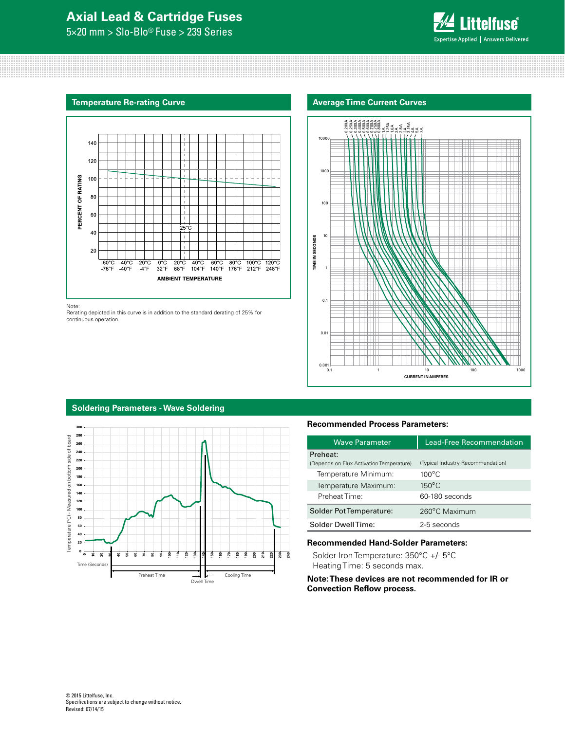## Temperature Re-rating Curve

Note:
Rerating depicted in this curve is in addition to the standard derating of 25% for continuous operation.

## Average Time Current Curves

## Soldering Parameters - Wave Soldering

**Recommended Process Parameters:**

| Wave Parameter | Lead-Free Recommendation |
|---|---|
| Preheat: (Depends on Flux Activation Temperature) | (Typical Industry Recommendation) |
| Temperature Minimum: | 100°C |
| Temperature Maximum: | 150°C |
| Preheat Time: | 60-180 seconds |
| Solder Pot Temperature: | 260°C Maximum |
| Solder Dwell Time: | 2-5 seconds |

**Recommended Hand-Solder Parameters:**

Solder Iron Temperature: 350°C +/- 5°C
Heating Time: 5 seconds max.

**Note: These devices are not recommended for IR or Convection Reflow process.**

© 2015 Littelfuse, Inc.
Specifications are subject to change without notice.
Revised: 07/14/15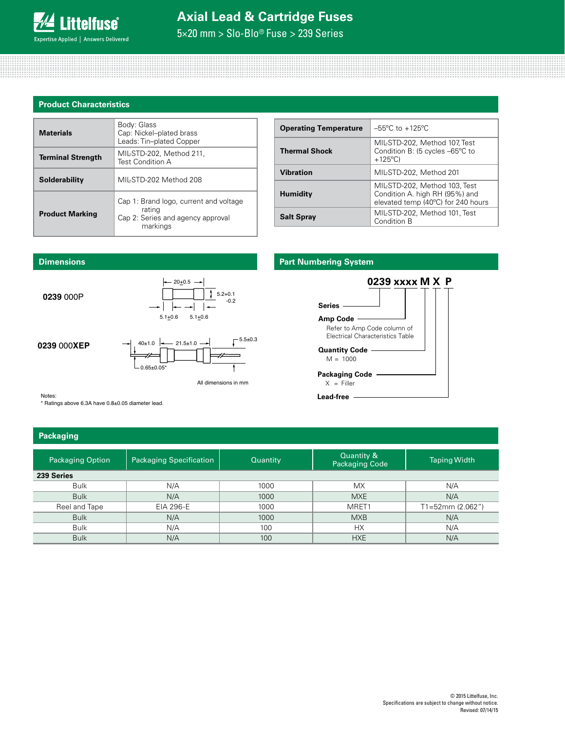# Axial Lead & Cartridge Fuses

5×20 mm > Slo-Blo® Fuse > 239 Series

## Product Characteristics

| | |
|---|---|
| **Materials** | Body: Glass<br>Cap: Nickel–plated brass<br>Leads: Tin–plated Copper |
| **Terminal Strength** | MIL-STD-202, Method 211, Test Condition A |
| **Solderability** | MIL-STD-202 Method 208 |
| **Product Marking** | Cap 1: Brand logo, current and voltage rating<br>Cap 2: Series and agency approval markings |

| | |
|---|---|
| **Operating Temperature** | –55ºC to +125ºC |
| **Thermal Shock** | MIL-STD-202, Method 107, Test Condition B: (5 cycles –65°C to +125°C) |
| **Vibration** | MIL-STD-202, Method 201 |
| **Humidity** | MIL-STD-202, Method 103, Test Condition A. high RH (95%) and elevated temp (40ºC) for 240 hours |
| **Salt Spray** | MIL-STD-202, Method 101, Test Condition B |

## Dimensions

**0239** 000P

20±0.5
5.2+0.1 -0.2
5.1±0.6
5.1±0.6

**0239** 000**XEP**

40±1.0
21.5±1.0
5.5±0.3
0.65±0.05*

All dimensions in mm

Notes:
* Ratings above 6.3A have 0.8±0.05 diameter lead.

## Part Numbering System

**0239 xxxx M X P**

**Series**

**Amp Code**
Refer to Amp Code column of Electrical Characteristics Table

**Quantity Code**
M = 1000

**Packaging Code**
X = Filler

**Lead-free**

## Packaging

| Packaging Option | Packaging Specification | Quantity | Quantity & Packaging Code | Taping Width |
|---|---|---|---|---|
| **239 Series** | | | | |
| Bulk | N/A | 1000 | MX | N/A |
| Bulk | N/A | 1000 | MXE | N/A |
| Reel and Tape | EIA 296-E | 1000 | MRET1 | T1=52mm (2.062") |
| Bulk | N/A | 1000 | MXB | N/A |
| Bulk | N/A | 100 | HX | N/A |
| Bulk | N/A | 100 | HXE | N/A |

© 2015 Littelfuse, Inc.
Specifications are subject to change without notice.
Revised: 07/14/15